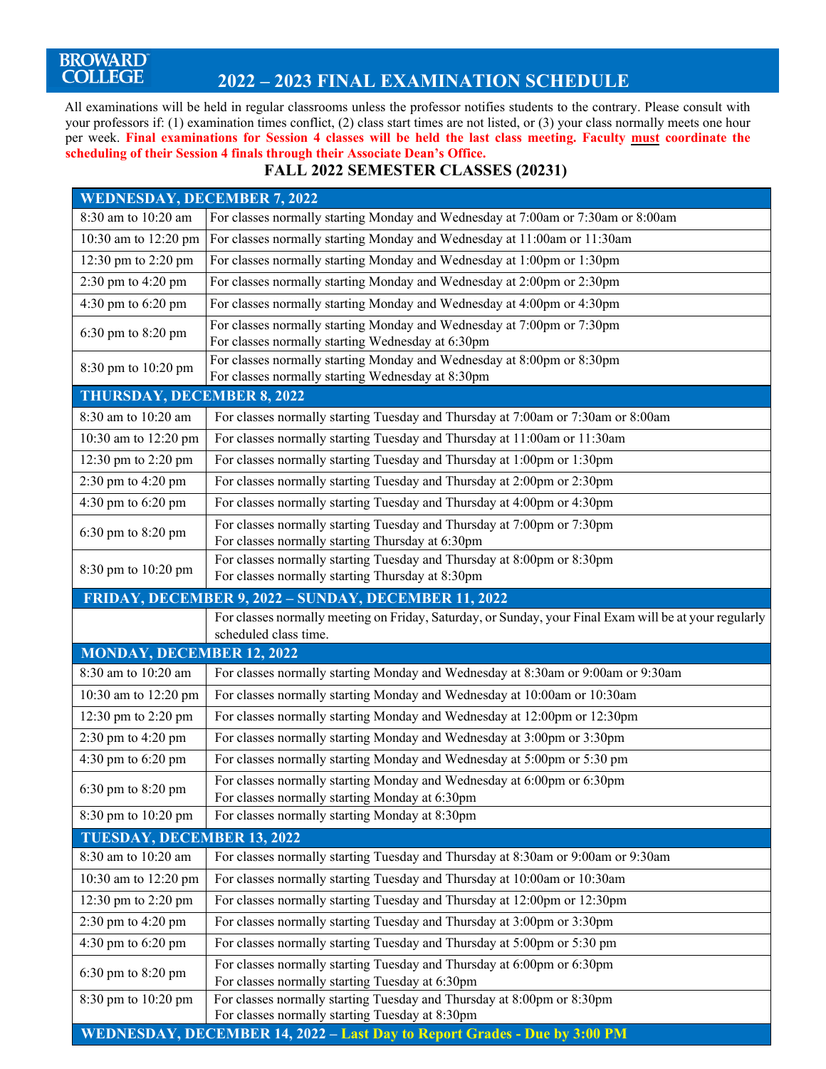**BROWARD COLLEGE**

# 2022 – 2023 FINAL EXAMINATION SCHEDULE

All examinations will be held in regular classrooms unless the professor notifies students to the contrary. Please consult with your professors if: (1) examination times conflict, (2) class start times are not listed, or (3) your class normally meets one hour per week. **Final examinations for Session 4 classes will be held the last class meeting. Faculty must coordinate the scheduling of their Session 4 finals through their Associate Dean's Office.**

## FALL 2022 SEMESTER CLASSES (20231)

| WEDNESDAY, DECEMBER 7, 2022 | |
|---|---|
| 8:30 am to 10:20 am | For classes normally starting Monday and Wednesday at 7:00am or 7:30am or 8:00am |
| 10:30 am to 12:20 pm | For classes normally starting Monday and Wednesday at 11:00am or 11:30am |
| 12:30 pm to 2:20 pm | For classes normally starting Monday and Wednesday at 1:00pm or 1:30pm |
| 2:30 pm to 4:20 pm | For classes normally starting Monday and Wednesday at 2:00pm or 2:30pm |
| 4:30 pm to 6:20 pm | For classes normally starting Monday and Wednesday at 4:00pm or 4:30pm |
| 6:30 pm to 8:20 pm | For classes normally starting Monday and Wednesday at 7:00pm or 7:30pm<br>For classes normally starting Wednesday at 6:30pm |
| 8:30 pm to 10:20 pm | For classes normally starting Monday and Wednesday at 8:00pm or 8:30pm<br>For classes normally starting Wednesday at 8:30pm |
| **THURSDAY, DECEMBER 8, 2022** | |
| 8:30 am to 10:20 am | For classes normally starting Tuesday and Thursday at 7:00am or 7:30am or 8:00am |
| 10:30 am to 12:20 pm | For classes normally starting Tuesday and Thursday at 11:00am or 11:30am |
| 12:30 pm to 2:20 pm | For classes normally starting Tuesday and Thursday at 1:00pm or 1:30pm |
| 2:30 pm to 4:20 pm | For classes normally starting Tuesday and Thursday at 2:00pm or 2:30pm |
| 4:30 pm to 6:20 pm | For classes normally starting Tuesday and Thursday at 4:00pm or 4:30pm |
| 6:30 pm to 8:20 pm | For classes normally starting Tuesday and Thursday at 7:00pm or 7:30pm<br>For classes normally starting Thursday at 6:30pm |
| 8:30 pm to 10:20 pm | For classes normally starting Tuesday and Thursday at 8:00pm or 8:30pm<br>For classes normally starting Thursday at 8:30pm |
| **FRIDAY, DECEMBER 9, 2022 – SUNDAY, DECEMBER 11, 2022** | |
| | For classes normally meeting on Friday, Saturday, or Sunday, your Final Exam will be at your regularly scheduled class time. |
| **MONDAY, DECEMBER 12, 2022** | |
| 8:30 am to 10:20 am | For classes normally starting Monday and Wednesday at 8:30am or 9:00am or 9:30am |
| 10:30 am to 12:20 pm | For classes normally starting Monday and Wednesday at 10:00am or 10:30am |
| 12:30 pm to 2:20 pm | For classes normally starting Monday and Wednesday at 12:00pm or 12:30pm |
| 2:30 pm to 4:20 pm | For classes normally starting Monday and Wednesday at 3:00pm or 3:30pm |
| 4:30 pm to 6:20 pm | For classes normally starting Monday and Wednesday at 5:00pm or 5:30 pm |
| 6:30 pm to 8:20 pm | For classes normally starting Monday and Wednesday at 6:00pm or 6:30pm<br>For classes normally starting Monday at 6:30pm |
| 8:30 pm to 10:20 pm | For classes normally starting Monday at 8:30pm |
| **TUESDAY, DECEMBER 13, 2022** | |
| 8:30 am to 10:20 am | For classes normally starting Tuesday and Thursday at 8:30am or 9:00am or 9:30am |
| 10:30 am to 12:20 pm | For classes normally starting Tuesday and Thursday at 10:00am or 10:30am |
| 12:30 pm to 2:20 pm | For classes normally starting Tuesday and Thursday at 12:00pm or 12:30pm |
| 2:30 pm to 4:20 pm | For classes normally starting Tuesday and Thursday at 3:00pm or 3:30pm |
| 4:30 pm to 6:20 pm | For classes normally starting Tuesday and Thursday at 5:00pm or 5:30 pm |
| 6:30 pm to 8:20 pm | For classes normally starting Tuesday and Thursday at 6:00pm or 6:30pm<br>For classes normally starting Tuesday at 6:30pm |
| 8:30 pm to 10:20 pm | For classes normally starting Tuesday and Thursday at 8:00pm or 8:30pm<br>For classes normally starting Tuesday at 8:30pm |
| **WEDNESDAY, DECEMBER 14, 2022 – Last Day to Report Grades - Due by 3:00 PM** | |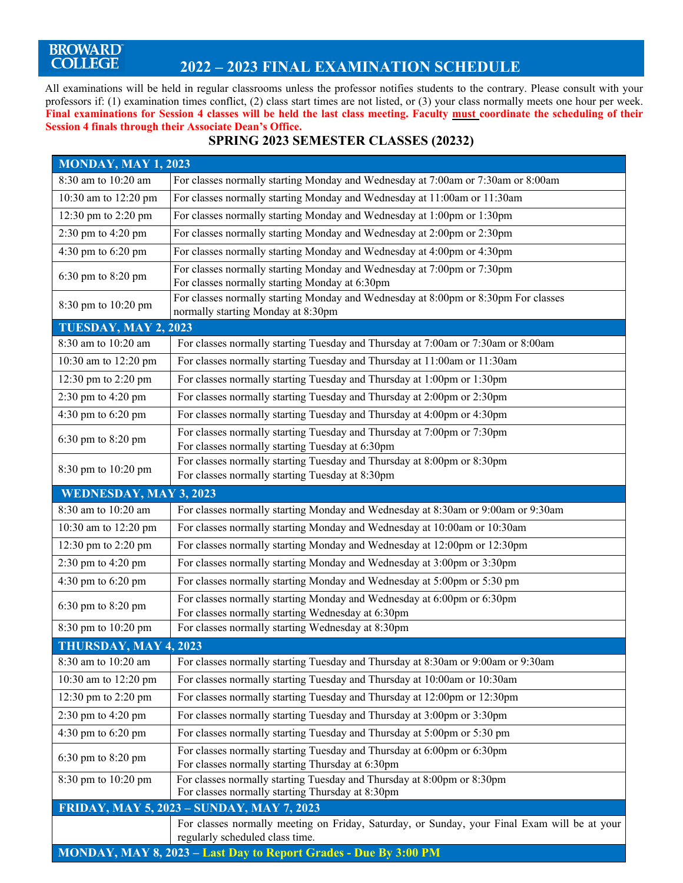# 2022 – 2023 FINAL EXAMINATION SCHEDULE

BROWARD COLLEGE

All examinations will be held in regular classrooms unless the professor notifies students to the contrary. Please consult with your professors if: (1) examination times conflict, (2) class start times are not listed, or (3) your class normally meets one hour per week. **Final examinations for Session 4 classes will be held the last class meeting. Faculty must coordinate the scheduling of their Session 4 finals through their Associate Dean's Office.**

## SPRING 2023 SEMESTER CLASSES (20232)

| | |
|---|---|
| **MONDAY, MAY 1, 2023** | |
| 8:30 am to 10:20 am | For classes normally starting Monday and Wednesday at 7:00am or 7:30am or 8:00am |
| 10:30 am to 12:20 pm | For classes normally starting Monday and Wednesday at 11:00am or 11:30am |
| 12:30 pm to 2:20 pm | For classes normally starting Monday and Wednesday at 1:00pm or 1:30pm |
| 2:30 pm to 4:20 pm | For classes normally starting Monday and Wednesday at 2:00pm or 2:30pm |
| 4:30 pm to 6:20 pm | For classes normally starting Monday and Wednesday at 4:00pm or 4:30pm |
| 6:30 pm to 8:20 pm | For classes normally starting Monday and Wednesday at 7:00pm or 7:30pm<br>For classes normally starting Monday at 6:30pm |
| 8:30 pm to 10:20 pm | For classes normally starting Monday and Wednesday at 8:00pm or 8:30pm For classes normally starting Monday at 8:30pm |
| **TUESDAY, MAY 2, 2023** | |
| 8:30 am to 10:20 am | For classes normally starting Tuesday and Thursday at 7:00am or 7:30am or 8:00am |
| 10:30 am to 12:20 pm | For classes normally starting Tuesday and Thursday at 11:00am or 11:30am |
| 12:30 pm to 2:20 pm | For classes normally starting Tuesday and Thursday at 1:00pm or 1:30pm |
| 2:30 pm to 4:20 pm | For classes normally starting Tuesday and Thursday at 2:00pm or 2:30pm |
| 4:30 pm to 6:20 pm | For classes normally starting Tuesday and Thursday at 4:00pm or 4:30pm |
| 6:30 pm to 8:20 pm | For classes normally starting Tuesday and Thursday at 7:00pm or 7:30pm<br>For classes normally starting Tuesday at 6:30pm |
| 8:30 pm to 10:20 pm | For classes normally starting Tuesday and Thursday at 8:00pm or 8:30pm<br>For classes normally starting Tuesday at 8:30pm |
| **WEDNESDAY, MAY 3, 2023** | |
| 8:30 am to 10:20 am | For classes normally starting Monday and Wednesday at 8:30am or 9:00am or 9:30am |
| 10:30 am to 12:20 pm | For classes normally starting Monday and Wednesday at 10:00am or 10:30am |
| 12:30 pm to 2:20 pm | For classes normally starting Monday and Wednesday at 12:00pm or 12:30pm |
| 2:30 pm to 4:20 pm | For classes normally starting Monday and Wednesday at 3:00pm or 3:30pm |
| 4:30 pm to 6:20 pm | For classes normally starting Monday and Wednesday at 5:00pm or 5:30 pm |
| 6:30 pm to 8:20 pm | For classes normally starting Monday and Wednesday at 6:00pm or 6:30pm<br>For classes normally starting Wednesday at 6:30pm |
| 8:30 pm to 10:20 pm | For classes normally starting Wednesday at 8:30pm |
| **THURSDAY, MAY 4, 2023** | |
| 8:30 am to 10:20 am | For classes normally starting Tuesday and Thursday at 8:30am or 9:00am or 9:30am |
| 10:30 am to 12:20 pm | For classes normally starting Tuesday and Thursday at 10:00am or 10:30am |
| 12:30 pm to 2:20 pm | For classes normally starting Tuesday and Thursday at 12:00pm or 12:30pm |
| 2:30 pm to 4:20 pm | For classes normally starting Tuesday and Thursday at 3:00pm or 3:30pm |
| 4:30 pm to 6:20 pm | For classes normally starting Tuesday and Thursday at 5:00pm or 5:30 pm |
| 6:30 pm to 8:20 pm | For classes normally starting Tuesday and Thursday at 6:00pm or 6:30pm<br>For classes normally starting Thursday at 6:30pm |
| 8:30 pm to 10:20 pm | For classes normally starting Tuesday and Thursday at 8:00pm or 8:30pm<br>For classes normally starting Thursday at 8:30pm |
| **FRIDAY, MAY 5, 2023 – SUNDAY, MAY 7, 2023** | |
| | For classes normally meeting on Friday, Saturday, or Sunday, your Final Exam will be at your regularly scheduled class time. |
| **MONDAY, MAY 8, 2023 – Last Day to Report Grades - Due By 3:00 PM** | |